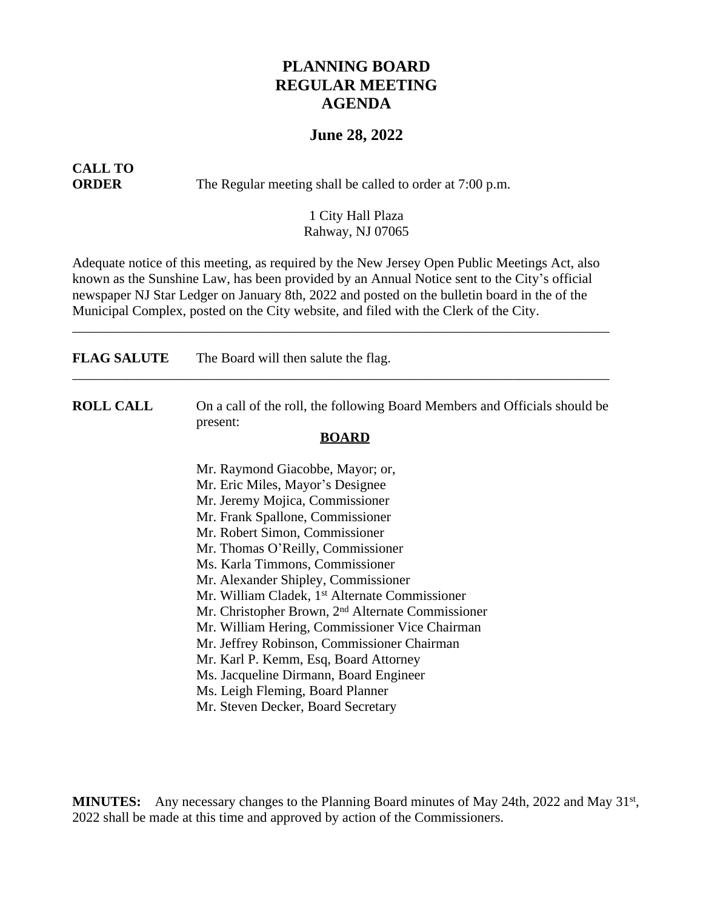# PLANNING BOARD
# REGULAR MEETING
# AGENDA

## June 28, 2022

**CALL TO ORDER** The Regular meeting shall be called to order at 7:00 p.m.

1 City Hall Plaza
Rahway, NJ 07065

Adequate notice of this meeting, as required by the New Jersey Open Public Meetings Act, also known as the Sunshine Law, has been provided by an Annual Notice sent to the City's official newspaper NJ Star Ledger on January 8th, 2022 and posted on the bulletin board in the of the Municipal Complex, posted on the City website, and filed with the Clerk of the City.

---

**FLAG SALUTE** The Board will then salute the flag.

---

**ROLL CALL** On a call of the roll, the following Board Members and Officials should be present:

**BOARD**

Mr. Raymond Giacobbe, Mayor; or,
Mr. Eric Miles, Mayor's Designee
Mr. Jeremy Mojica, Commissioner
Mr. Frank Spallone, Commissioner
Mr. Robert Simon, Commissioner
Mr. Thomas O'Reilly, Commissioner
Ms. Karla Timmons, Commissioner
Mr. Alexander Shipley, Commissioner
Mr. William Cladek, 1st Alternate Commissioner
Mr. Christopher Brown, 2nd Alternate Commissioner
Mr. William Hering, Commissioner Vice Chairman
Mr. Jeffrey Robinson, Commissioner Chairman
Mr. Karl P. Kemm, Esq, Board Attorney
Ms. Jacqueline Dirmann, Board Engineer
Ms. Leigh Fleming, Board Planner
Mr. Steven Decker, Board Secretary

**MINUTES:** Any necessary changes to the Planning Board minutes of May 24th, 2022 and May 31st, 2022 shall be made at this time and approved by action of the Commissioners.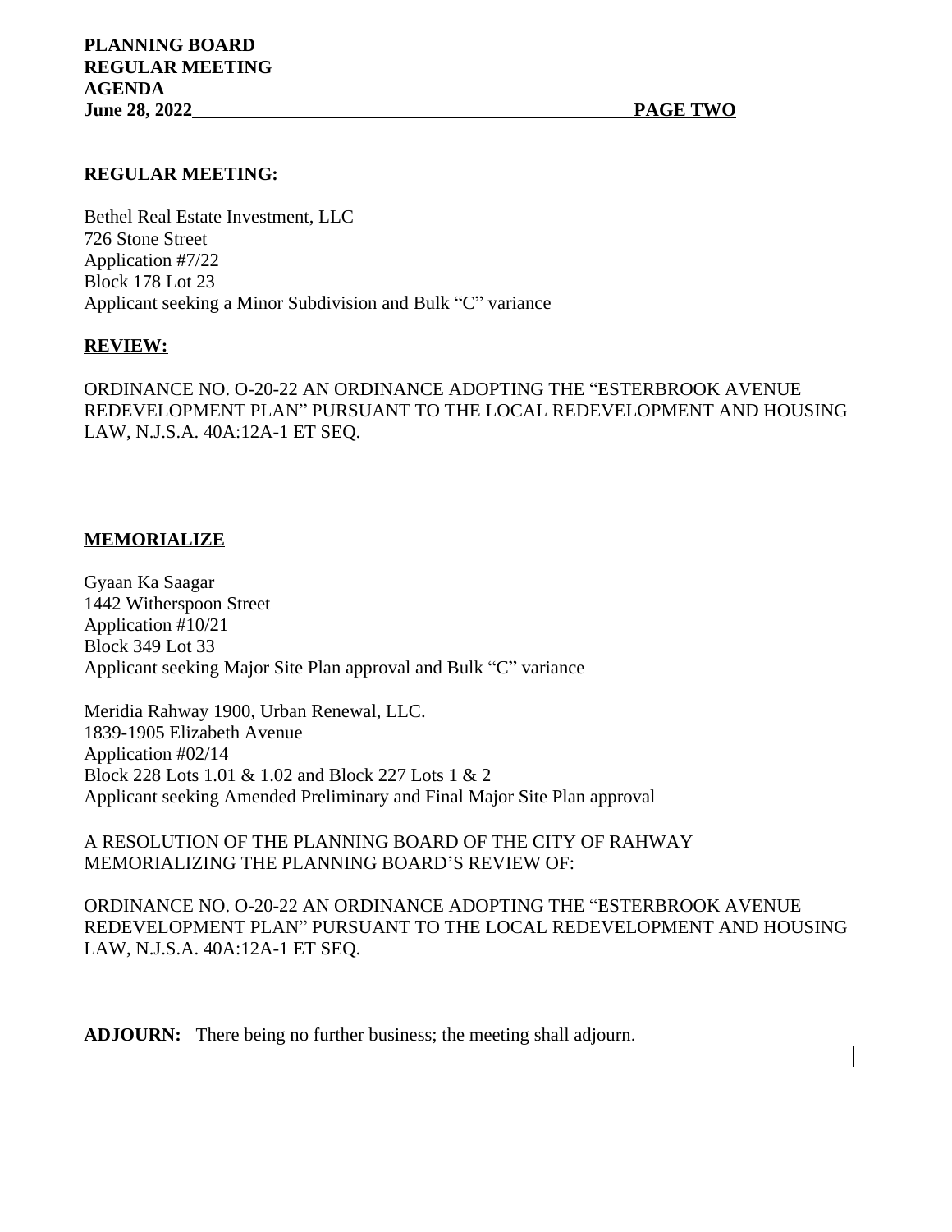## REGULAR MEETING:

Bethel Real Estate Investment, LLC
726 Stone Street
Application #7/22
Block 178 Lot 23
Applicant seeking a Minor Subdivision and Bulk "C" variance

## REVIEW:

ORDINANCE NO. O-20-22 AN ORDINANCE ADOPTING THE "ESTERBROOK AVENUE REDEVELOPMENT PLAN" PURSUANT TO THE LOCAL REDEVELOPMENT AND HOUSING LAW, N.J.S.A. 40A:12A-1 ET SEQ.

## MEMORIALIZE

Gyaan Ka Saagar
1442 Witherspoon Street
Application #10/21
Block 349 Lot 33
Applicant seeking Major Site Plan approval and Bulk "C" variance

Meridia Rahway 1900, Urban Renewal, LLC.
1839-1905 Elizabeth Avenue
Application #02/14
Block 228 Lots 1.01 & 1.02 and Block 227 Lots 1 & 2
Applicant seeking Amended Preliminary and Final Major Site Plan approval

A RESOLUTION OF THE PLANNING BOARD OF THE CITY OF RAHWAY MEMORIALIZING THE PLANNING BOARD'S REVIEW OF:

ORDINANCE NO. O-20-22 AN ORDINANCE ADOPTING THE "ESTERBROOK AVENUE REDEVELOPMENT PLAN" PURSUANT TO THE LOCAL REDEVELOPMENT AND HOUSING LAW, N.J.S.A. 40A:12A-1 ET SEQ.

**ADJOURN:** There being no further business; the meeting shall adjourn.